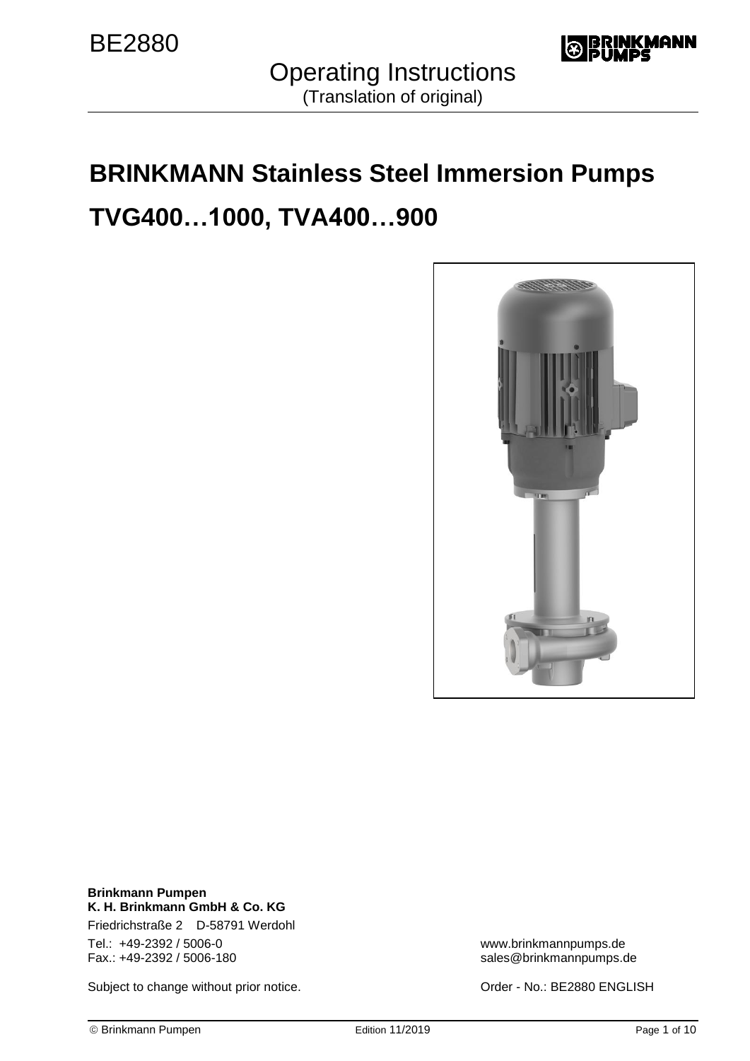BE2880

# Operating Instructions
(Translation of original)

# BRINKMANN Stainless Steel Immersion Pumps

# TVG400…1000, TVA400…900

**Brinkmann Pumpen**
**K. H. Brinkmann GmbH & Co. KG**

Friedrichstraße 2 D-58791 Werdohl

Tel.: +49-2392 / 5006-0
Fax.: +49-2392 / 5006-180

www.brinkmannpumps.de
sales@brinkmannpumps.de

Subject to change without prior notice.

Order - No.: BE2880 ENGLISH

© Brinkmann Pumpen Edition 11/2019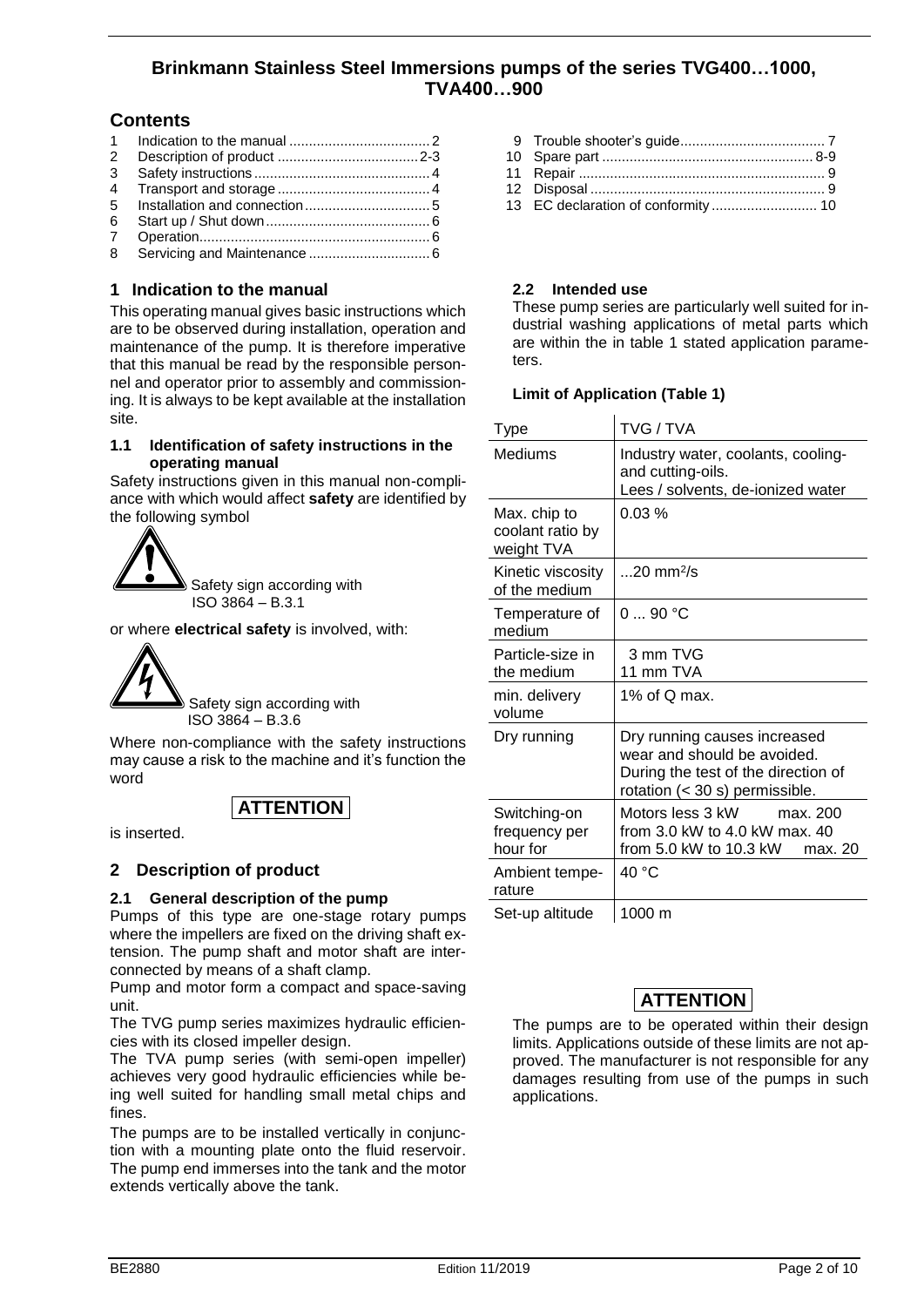# Brinkmann Stainless Steel Immersions pumps of the series TVG400…1000, TVA400…900

## Contents

1 Indication to the manual .................................... 2
2 Description of product .................................... 2-3
3 Safety instructions ............................................ 4
4 Transport and storage ....................................... 4
5 Installation and connection ................................ 5
6 Start up / Shut down .......................................... 6
7 Operation........................................................... 6
8 Servicing and Maintenance ............................... 6
9 Trouble shooter's guide..................................... 7
10 Spare part ...................................................... 8-9
11 Repair .............................................................. 9
12 Disposal ........................................................... 9
13 EC declaration of conformity ........................... 10

## 1 Indication to the manual

This operating manual gives basic instructions which are to be observed during installation, operation and maintenance of the pump. It is therefore imperative that this manual be read by the responsible personnel and operator prior to assembly and commissioning. It is always to be kept available at the installation site.

### 1.1 Identification of safety instructions in the operating manual

Safety instructions given in this manual non-compliance with which would affect **safety** are identified by the following symbol

Safety sign according with ISO 3864 – B.3.1

or where **electrical safety** is involved, with:

Safety sign according with ISO 3864 – B.3.6

Where non-compliance with the safety instructions may cause a risk to the machine and it's function the word

**ATTENTION**

is inserted.

## 2 Description of product

### 2.1 General description of the pump

Pumps of this type are one-stage rotary pumps where the impellers are fixed on the driving shaft extension. The pump shaft and motor shaft are interconnected by means of a shaft clamp.

Pump and motor form a compact and space-saving unit.

The TVG pump series maximizes hydraulic efficiencies with its closed impeller design.

The TVA pump series (with semi-open impeller) achieves very good hydraulic efficiencies while being well suited for handling small metal chips and fines.

The pumps are to be installed vertically in conjunction with a mounting plate onto the fluid reservoir. The pump end immerses into the tank and the motor extends vertically above the tank.

### 2.2 Intended use

These pump series are particularly well suited for industrial washing applications of metal parts which are within the in table 1 stated application parameters.

**Limit of Application (Table 1)**

| Type | TVG / TVA |
|---|---|
| Mediums | Industry water, coolants, cooling- and cutting-oils.<br>Lees / solvents, de-ionized water |
| Max. chip to coolant ratio by weight TVA | 0.03 % |
| Kinetic viscosity of the medium | ...20 mm²/s |
| Temperature of medium | 0 ... 90 °C |
| Particle-size in the medium | 3 mm TVG<br>11 mm TVA |
| min. delivery volume | 1% of Q max. |
| Dry running | Dry running causes increased wear and should be avoided.<br>During the test of the direction of rotation (< 30 s) permissible. |
| Switching-on frequency per hour for | Motors less 3 kW max. 200<br>from 3.0 kW to 4.0 kW max. 40<br>from 5.0 kW to 10.3 kW max. 20 |
| Ambient temperature | 40 °C |
| Set-up altitude | 1000 m |

**ATTENTION**

The pumps are to be operated within their design limits. Applications outside of these limits are not approved. The manufacturer is not responsible for any damages resulting from use of the pumps in such applications.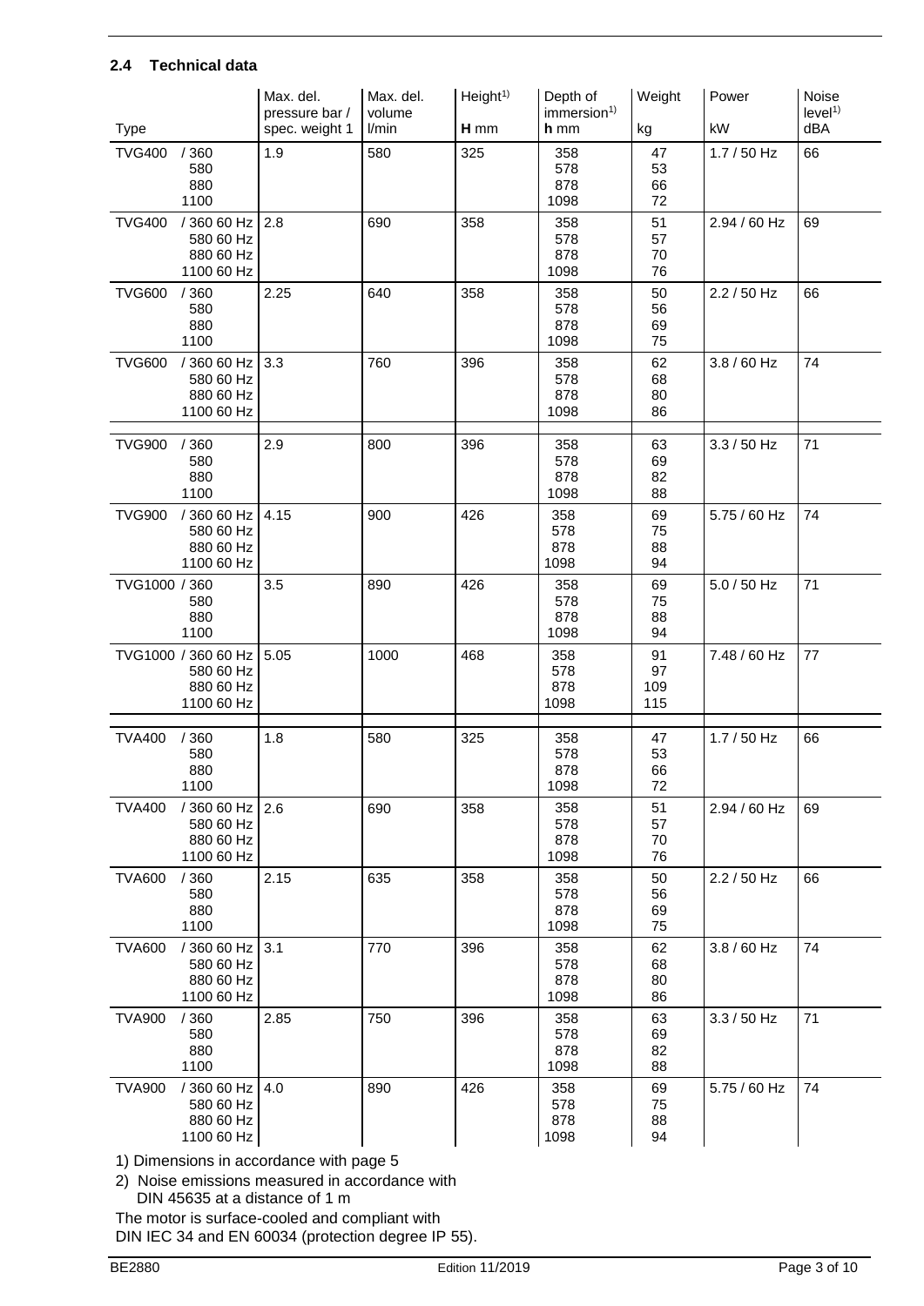## 2.4 Technical data

| Type | Max. del. pressure bar / spec. weight 1 | Max. del. volume l/min | Height[1) ] **H** mm | Depth of immersion[1)] **h** mm | Weight kg | Power kW | Noise level[1)] dBA |
|---|---|---|---|---|---|---|---|
| TVG400 / 360<br>580<br>880<br>1100 | 1.9 | 580 | 325 | 358<br>578<br>878<br>1098 | 47<br>53<br>66<br>72 | 1.7 / 50 Hz | 66 |
| TVG400 / 360 60 Hz<br>580 60 Hz<br>880 60 Hz<br>1100 60 Hz | 2.8 | 690 | 358 | 358<br>578<br>878<br>1098 | 51<br>57<br>70<br>76 | 2.94 / 60 Hz | 69 |
| TVG600 / 360<br>580<br>880<br>1100 | 2.25 | 640 | 358 | 358<br>578<br>878<br>1098 | 50<br>56<br>69<br>75 | 2.2 / 50 Hz | 66 |
| TVG600 / 360 60 Hz<br>580 60 Hz<br>880 60 Hz<br>1100 60 Hz | 3.3 | 760 | 396 | 358<br>578<br>878<br>1098 | 62<br>68<br>80<br>86 | 3.8 / 60 Hz | 74 |
| TVG900 / 360<br>580<br>880<br>1100 | 2.9 | 800 | 396 | 358<br>578<br>878<br>1098 | 63<br>69<br>82<br>88 | 3.3 / 50 Hz | 71 |
| TVG900 / 360 60 Hz<br>580 60 Hz<br>880 60 Hz<br>1100 60 Hz | 4.15 | 900 | 426 | 358<br>578<br>878<br>1098 | 69<br>75<br>88<br>94 | 5.75 / 60 Hz | 74 |
| TVG1000 / 360<br>580<br>880<br>1100 | 3.5 | 890 | 426 | 358<br>578<br>878<br>1098 | 69<br>75<br>88<br>94 | 5.0 / 50 Hz | 71 |
| TVG1000 / 360 60 Hz<br>580 60 Hz<br>880 60 Hz<br>1100 60 Hz | 5.05 | 1000 | 468 | 358<br>578<br>878<br>1098 | 91<br>97<br>109<br>115 | 7.48 / 60 Hz | 77 |
| TVA400 / 360<br>580<br>880<br>1100 | 1.8 | 580 | 325 | 358<br>578<br>878<br>1098 | 47<br>53<br>66<br>72 | 1.7 / 50 Hz | 66 |
| TVA400 / 360 60 Hz<br>580 60 Hz<br>880 60 Hz<br>1100 60 Hz | 2.6 | 690 | 358 | 358<br>578<br>878<br>1098 | 51<br>57<br>70<br>76 | 2.94 / 60 Hz | 69 |
| TVA600 / 360<br>580<br>880<br>1100 | 2.15 | 635 | 358 | 358<br>578<br>878<br>1098 | 50<br>56<br>69<br>75 | 2.2 / 50 Hz | 66 |
| TVA600 / 360 60 Hz<br>580 60 Hz<br>880 60 Hz<br>1100 60 Hz | 3.1 | 770 | 396 | 358<br>578<br>878<br>1098 | 62<br>68<br>80<br>86 | 3.8 / 60 Hz | 74 |
| TVA900 / 360<br>580<br>880<br>1100 | 2.85 | 750 | 396 | 358<br>578<br>878<br>1098 | 63<br>69<br>82<br>88 | 3.3 / 50 Hz | 71 |
| TVA900 / 360 60 Hz<br>580 60 Hz<br>880 60 Hz<br>1100 60 Hz | 4.0 | 890 | 426 | 358<br>578<br>878<br>1098 | 69<br>75<br>88<br>94 | 5.75 / 60 Hz | 74 |

1) Dimensions in accordance with page 5

2) Noise emissions measured in accordance with DIN 45635 at a distance of 1 m

The motor is surface-cooled and compliant with DIN IEC 34 and EN 60034 (protection degree IP 55).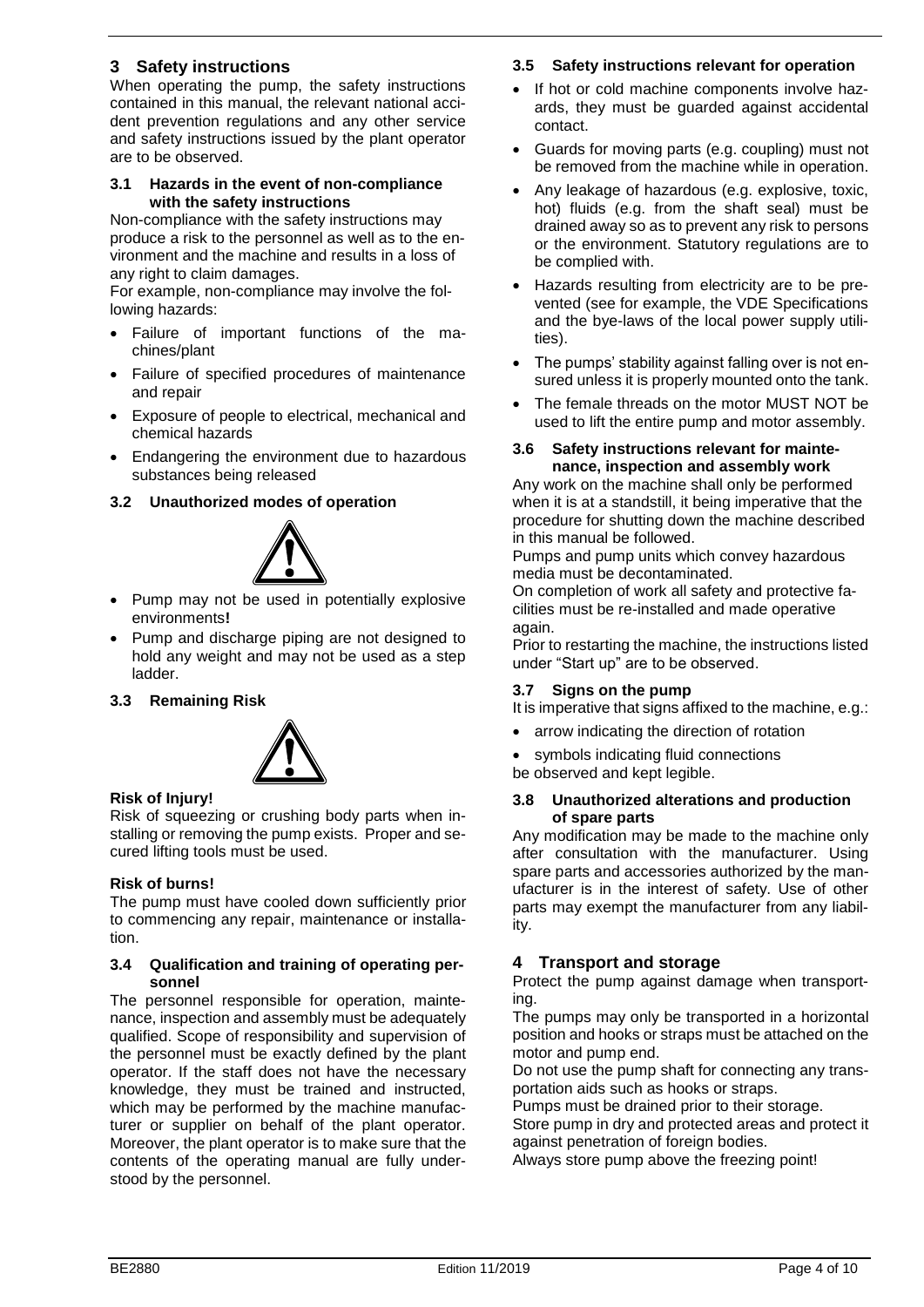## 3 Safety instructions

When operating the pump, the safety instructions contained in this manual, the relevant national accident prevention regulations and any other service and safety instructions issued by the plant operator are to be observed.

### 3.1 Hazards in the event of non-compliance with the safety instructions

Non-compliance with the safety instructions may produce a risk to the personnel as well as to the environment and the machine and results in a loss of any right to claim damages.

For example, non-compliance may involve the following hazards:

- Failure of important functions of the machines/plant
- Failure of specified procedures of maintenance and repair
- Exposure of people to electrical, mechanical and chemical hazards
- Endangering the environment due to hazardous substances being released

### 3.2 Unauthorized modes of operation

- Pump may not be used in potentially explosive environments**!**
- Pump and discharge piping are not designed to hold any weight and may not be used as a step ladder.

### 3.3 Remaining Risk

**Risk of Injury!**

Risk of squeezing or crushing body parts when installing or removing the pump exists. Proper and secured lifting tools must be used.

**Risk of burns!**

The pump must have cooled down sufficiently prior to commencing any repair, maintenance or installation.

### 3.4 Qualification and training of operating personnel

The personnel responsible for operation, maintenance, inspection and assembly must be adequately qualified. Scope of responsibility and supervision of the personnel must be exactly defined by the plant operator. If the staff does not have the necessary knowledge, they must be trained and instructed, which may be performed by the machine manufacturer or supplier on behalf of the plant operator. Moreover, the plant operator is to make sure that the contents of the operating manual are fully understood by the personnel.

### 3.5 Safety instructions relevant for operation

- If hot or cold machine components involve hazards, they must be guarded against accidental contact.
- Guards for moving parts (e.g. coupling) must not be removed from the machine while in operation.
- Any leakage of hazardous (e.g. explosive, toxic, hot) fluids (e.g. from the shaft seal) must be drained away so as to prevent any risk to persons or the environment. Statutory regulations are to be complied with.
- Hazards resulting from electricity are to be prevented (see for example, the VDE Specifications and the bye-laws of the local power supply utilities).
- The pumps' stability against falling over is not ensured unless it is properly mounted onto the tank.
- The female threads on the motor MUST NOT be used to lift the entire pump and motor assembly.

### 3.6 Safety instructions relevant for maintenance, inspection and assembly work

Any work on the machine shall only be performed when it is at a standstill, it being imperative that the procedure for shutting down the machine described in this manual be followed.

Pumps and pump units which convey hazardous media must be decontaminated.

On completion of work all safety and protective facilities must be re-installed and made operative again.

Prior to restarting the machine, the instructions listed under "Start up" are to be observed.

### 3.7 Signs on the pump

It is imperative that signs affixed to the machine, e.g.:

- arrow indicating the direction of rotation
- symbols indicating fluid connections

be observed and kept legible.

### 3.8 Unauthorized alterations and production of spare parts

Any modification may be made to the machine only after consultation with the manufacturer. Using spare parts and accessories authorized by the manufacturer is in the interest of safety. Use of other parts may exempt the manufacturer from any liability.

## 4 Transport and storage

Protect the pump against damage when transporting.

The pumps may only be transported in a horizontal position and hooks or straps must be attached on the motor and pump end.

Do not use the pump shaft for connecting any transportation aids such as hooks or straps.

Pumps must be drained prior to their storage.

Store pump in dry and protected areas and protect it against penetration of foreign bodies.

Always store pump above the freezing point!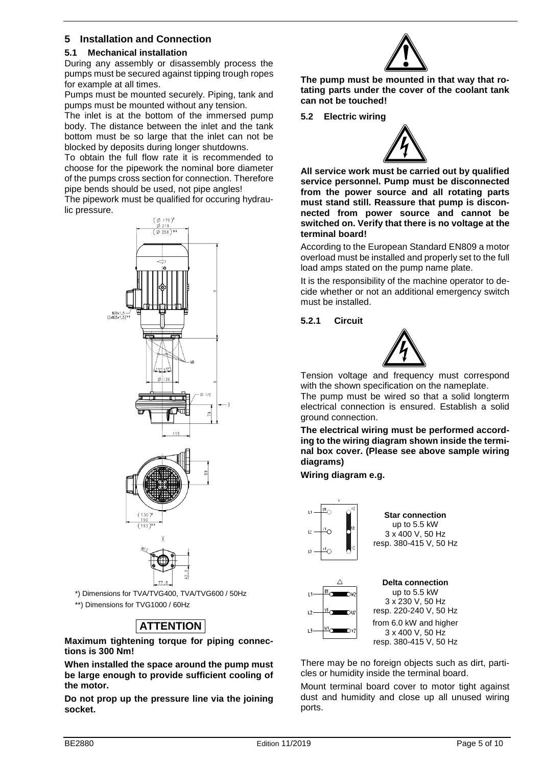## 5 Installation and Connection

### 5.1 Mechanical installation

During any assembly or disassembly process the pumps must be secured against tipping trough ropes for example at all times.

Pumps must be mounted securely. Piping, tank and pumps must be mounted without any tension.

The inlet is at the bottom of the immersed pump body. The distance between the inlet and the tank bottom must be so large that the inlet can not be blocked by deposits during longer shutdowns.

To obtain the full flow rate it is recommended to choose for the pipework the nominal bore diameter of the pumps cross section for connection. Therefore pipe bends should be used, not pipe angles!

The pipework must be qualified for occuring hydraulic pressure.

*) Dimensions for TVA/TVG400, TVA/TVG600 / 50Hz

**) Dimensions for TVG1000 / 60Hz

**ATTENTION**

**Maximum tightening torque for piping connections is 300 Nm!**

**When installed the space around the pump must be large enough to provide sufficient cooling of the motor.**

**Do not prop up the pressure line via the joining socket.**

**The pump must be mounted in that way that rotating parts under the cover of the coolant tank can not be touched!**

### 5.2 Electric wiring

**All service work must be carried out by qualified service personnel. Pump must be disconnected from the power source and all rotating parts must stand still. Reassure that pump is disconnected from power source and cannot be switched on. Verify that there is no voltage at the terminal board!**

According to the European Standard EN809 a motor overload must be installed and properly set to the full load amps stated on the pump name plate.

It is the responsibility of the machine operator to decide whether or not an additional emergency switch must be installed.

#### 5.2.1 Circuit

Tension voltage and frequency must correspond with the shown specification on the nameplate.

The pump must be wired so that a solid longterm electrical connection is ensured. Establish a solid ground connection.

**The electrical wiring must be performed according to the wiring diagram shown inside the terminal box cover. (Please see above sample wiring diagrams)**

**Wiring diagram e.g.**

**Star connection**
up to 5.5 kW
3 x 400 V, 50 Hz
resp. 380-415 V, 50 Hz

**Delta connection**
up to 5.5 kW
3 x 230 V, 50 Hz
resp. 220-240 V, 50 Hz
from 6.0 kW and higher
3 x 400 V, 50 Hz
resp. 380-415 V, 50 Hz

There may be no foreign objects such as dirt, particles or humidity inside the terminal board.

Mount terminal board cover to motor tight against dust and humidity and close up all unused wiring ports.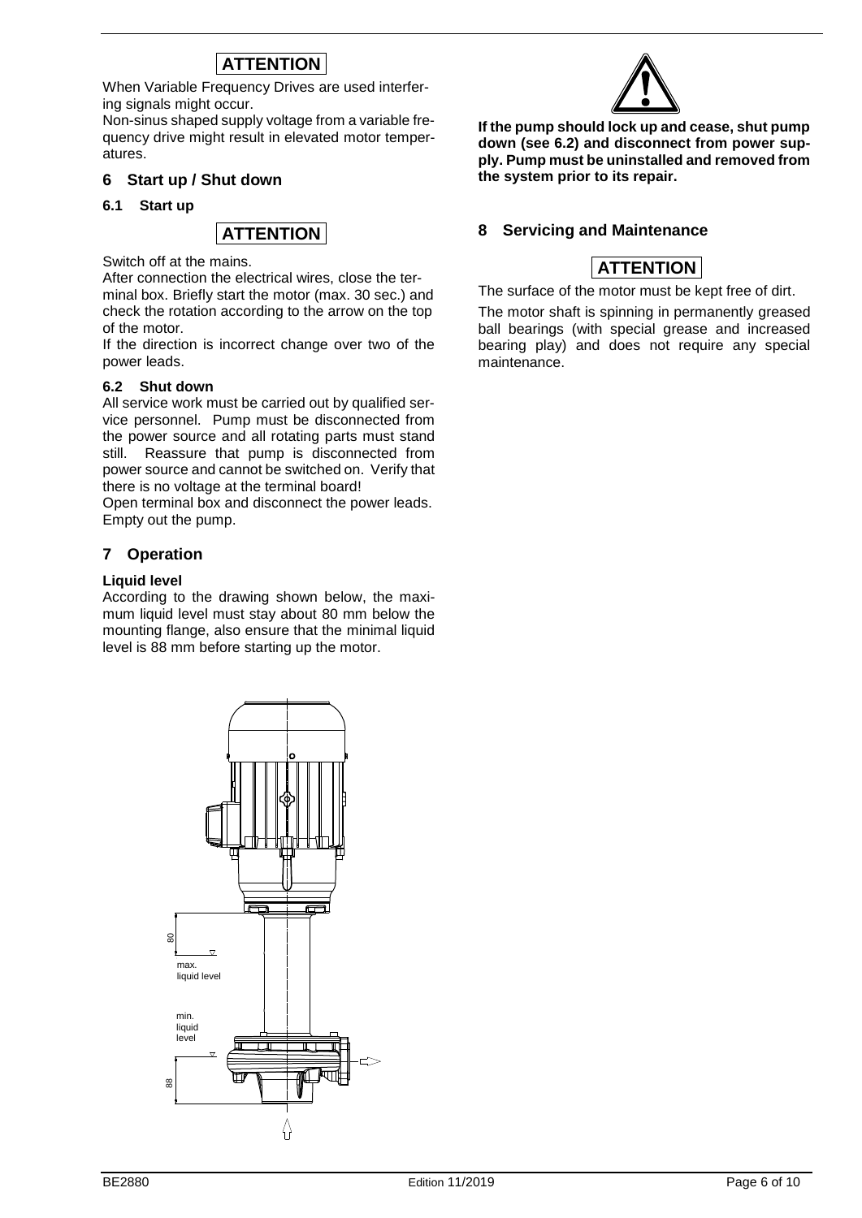**ATTENTION**

When Variable Frequency Drives are used interfering signals might occur.

Non-sinus shaped supply voltage from a variable frequency drive might result in elevated motor temperatures.

## 6 Start up / Shut down

### 6.1 Start up

**ATTENTION**

Switch off at the mains.

After connection the electrical wires, close the terminal box. Briefly start the motor (max. 30 sec.) and check the rotation according to the arrow on the top of the motor.

If the direction is incorrect change over two of the power leads.

### 6.2 Shut down

All service work must be carried out by qualified service personnel. Pump must be disconnected from the power source and all rotating parts must stand still. Reassure that pump is disconnected from power source and cannot be switched on. Verify that there is no voltage at the terminal board!

Open terminal box and disconnect the power leads. Empty out the pump.

## 7 Operation

**Liquid level**

According to the drawing shown below, the maximum liquid level must stay about 80 mm below the mounting flange, also ensure that the minimal liquid level is 88 mm before starting up the motor.

80

max.
liquid level

min.
liquid
level

88

**If the pump should lock up and cease, shut pump down (see 6.2) and disconnect from power supply. Pump must be uninstalled and removed from the system prior to its repair.**

## 8 Servicing and Maintenance

**ATTENTION**

The surface of the motor must be kept free of dirt.

The motor shaft is spinning in permanently greased ball bearings (with special grease and increased bearing play) and does not require any special maintenance.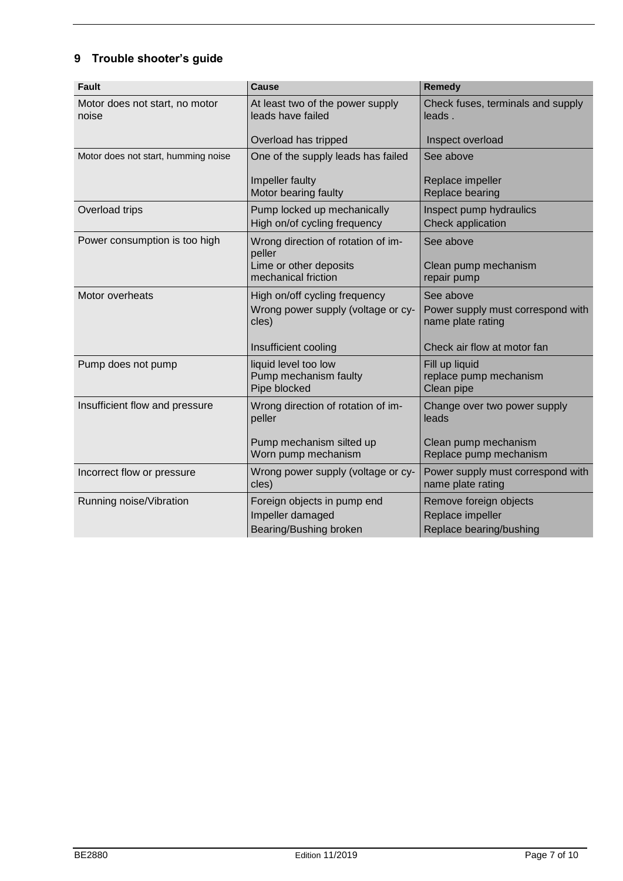## 9 Trouble shooter's guide

| Fault | Cause | Remedy |
|---|---|---|
| Motor does not start, no motor noise | At least two of the power supply leads have failed<br><br>Overload has tripped | Check fuses, terminals and supply leads .<br><br>Inspect overload |
| Motor does not start, humming noise | One of the supply leads has failed<br><br>Impeller faulty<br>Motor bearing faulty | See above<br><br>Replace impeller<br>Replace bearing |
| Overload trips | Pump locked up mechanically<br>High on/of cycling frequency | Inspect pump hydraulics<br>Check application |
| Power consumption is too high | Wrong direction of rotation of impeller<br>Lime or other deposits<br>mechanical friction | See above<br><br>Clean pump mechanism<br>repair pump |
| Motor overheats | High on/off cycling frequency<br>Wrong power supply (voltage or cycles)<br><br>Insufficient cooling | See above<br>Power supply must correspond with name plate rating<br><br>Check air flow at motor fan |
| Pump does not pump | liquid level too low<br>Pump mechanism faulty<br>Pipe blocked | Fill up liquid<br>replace pump mechanism<br>Clean pipe |
| Insufficient flow and pressure | Wrong direction of rotation of impeller<br><br>Pump mechanism silted up<br>Worn pump mechanism | Change over two power supply leads<br><br>Clean pump mechanism<br>Replace pump mechanism |
| Incorrect flow or pressure | Wrong power supply (voltage or cycles) | Power supply must correspond with name plate rating |
| Running noise/Vibration | Foreign objects in pump end<br>Impeller damaged<br>Bearing/Bushing broken | Remove foreign objects<br>Replace impeller<br>Replace bearing/bushing |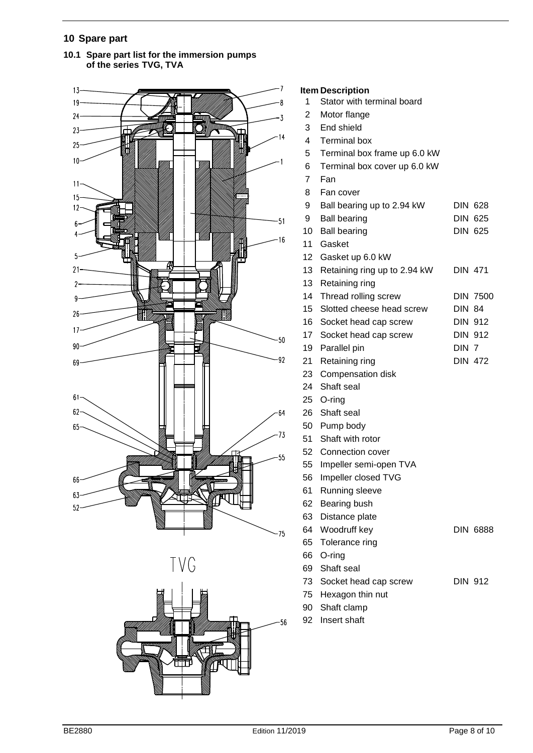## 10 Spare part

### 10.1 Spare part list for the immersion pumps of the series TVG, TVA

TVG

| Item | Description | |
|---|---|---|
| 1 | Stator with terminal board | |
| 2 | Motor flange | |
| 3 | End shield | |
| 4 | Terminal box | |
| 5 | Terminal box frame up 6.0 kW | |
| 6 | Terminal box cover up 6.0 kW | |
| 7 | Fan | |
| 8 | Fan cover | |
| 9 | Ball bearing up to 2.94 kW | DIN 628 |
| 9 | Ball bearing | DIN 625 |
| 10 | Ball bearing | DIN 625 |
| 11 | Gasket | |
| 12 | Gasket up 6.0 kW | |
| 13 | Retaining ring up to 2.94 kW | DIN 471 |
| 13 | Retaining ring | |
| 14 | Thread rolling screw | DIN 7500 |
| 15 | Slotted cheese head screw | DIN 84 |
| 16 | Socket head cap screw | DIN 912 |
| 17 | Socket head cap screw | DIN 912 |
| 19 | Parallel pin | DIN 7 |
| 21 | Retaining ring | DIN 472 |
| 23 | Compensation disk | |
| 24 | Shaft seal | |
| 25 | O-ring | |
| 26 | Shaft seal | |
| 50 | Pump body | |
| 51 | Shaft with rotor | |
| 52 | Connection cover | |
| 55 | Impeller semi-open TVA | |
| 56 | Impeller closed TVG | |
| 61 | Running sleeve | |
| 62 | Bearing bush | |
| 63 | Distance plate | |
| 64 | Woodruff key | DIN 6888 |
| 65 | Tolerance ring | |
| 66 | O-ring | |
| 69 | Shaft seal | |
| 73 | Socket head cap screw | DIN 912 |
| 75 | Hexagon thin nut | |
| 90 | Shaft clamp | |
| 92 | Insert shaft | |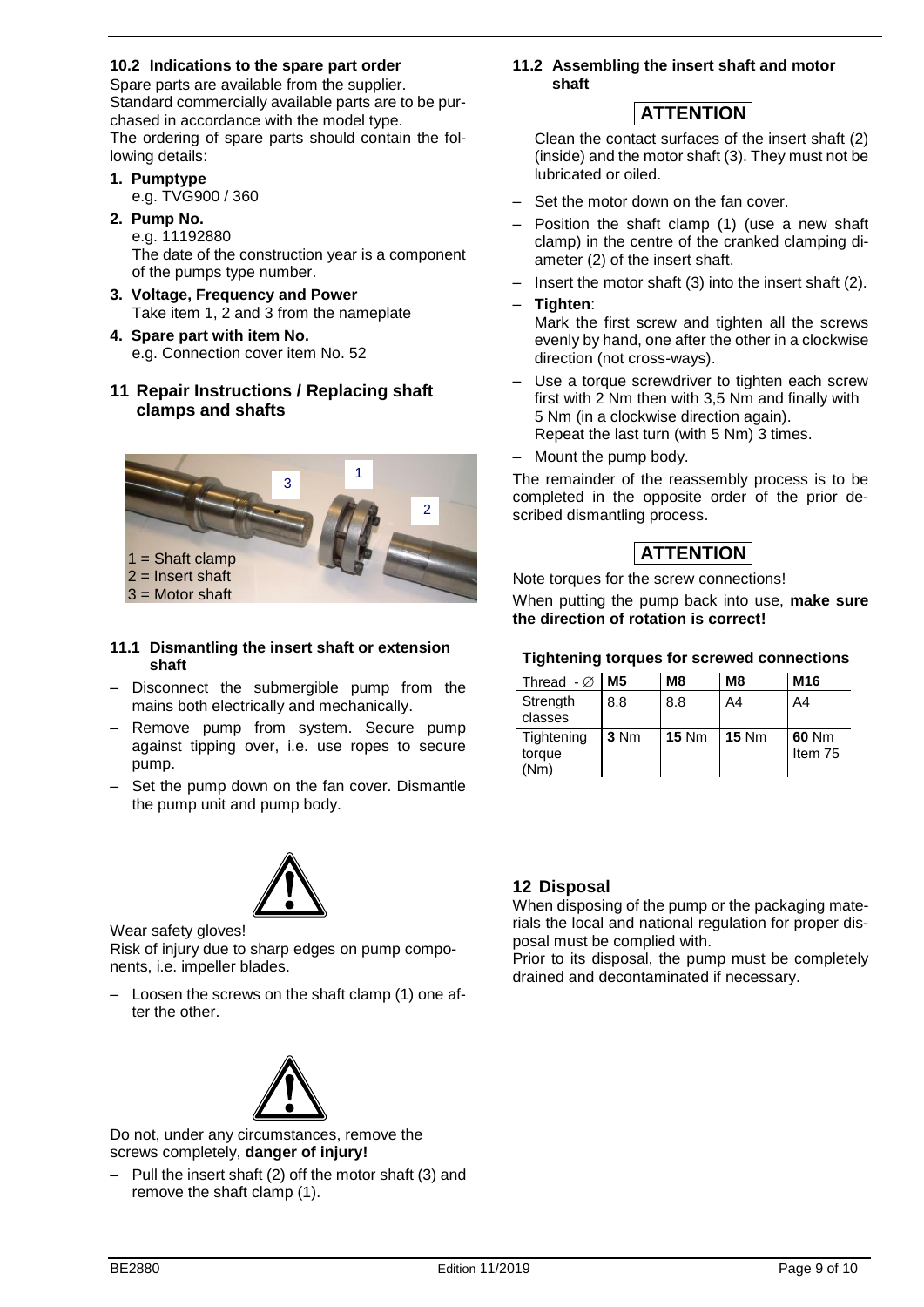### 10.2 Indications to the spare part order

Spare parts are available from the supplier.
Standard commercially available parts are to be purchased in accordance with the model type.
The ordering of spare parts should contain the following details:

1. **Pumptype**
   e.g. TVG900 / 360
2. **Pump No.**
   e.g. 11192880
   The date of the construction year is a component of the pumps type number.
3. **Voltage, Frequency and Power**
   Take item 1, 2 and 3 from the nameplate
4. **Spare part with item No.**
   e.g. Connection cover item No. 52

## 11 Repair Instructions / Replacing shaft clamps and shafts

1 = Shaft clamp
2 = Insert shaft
3 = Motor shaft

### 11.1 Dismantling the insert shaft or extension shaft

- Disconnect the submergible pump from the mains both electrically and mechanically.
- Remove pump from system. Secure pump against tipping over, i.e. use ropes to secure pump.
- Set the pump down on the fan cover. Dismantle the pump unit and pump body.

Wear safety gloves!
Risk of injury due to sharp edges on pump components, i.e. impeller blades.

- Loosen the screws on the shaft clamp (1) one after the other.

Do not, under any circumstances, remove the screws completely, **danger of injury!**

- Pull the insert shaft (2) off the motor shaft (3) and remove the shaft clamp (1).

### 11.2 Assembling the insert shaft and motor shaft

**ATTENTION**

Clean the contact surfaces of the insert shaft (2) (inside) and the motor shaft (3). They must not be lubricated or oiled.

- Set the motor down on the fan cover.
- Position the shaft clamp (1) (use a new shaft clamp) in the centre of the cranked clamping diameter (2) of the insert shaft.
- Insert the motor shaft (3) into the insert shaft (2).
- **Tighten**:
  Mark the first screw and tighten all the screws evenly by hand, one after the other in a clockwise direction (not cross-ways).
- Use a torque screwdriver to tighten each screw first with 2 Nm then with 3,5 Nm and finally with 5 Nm (in a clockwise direction again).
  Repeat the last turn (with 5 Nm) 3 times.
- Mount the pump body.

The remainder of the reassembly process is to be completed in the opposite order of the prior described dismantling process.

**ATTENTION**

Note torques for the screw connections!

When putting the pump back into use, **make sure the direction of rotation is correct!**

**Tightening torques for screwed connections**

| Thread - ∅ | M5 | M8 | M8 | M16 |
|---|---|---|---|---|
| Strength classes | 8.8 | 8.8 | A4 | A4 |
| Tightening torque (Nm) | **3** Nm | **15** Nm | **15** Nm | **60** Nm Item 75 |

## 12 Disposal

When disposing of the pump or the packaging materials the local and national regulation for proper disposal must be complied with.
Prior to its disposal, the pump must be completely drained and decontaminated if necessary.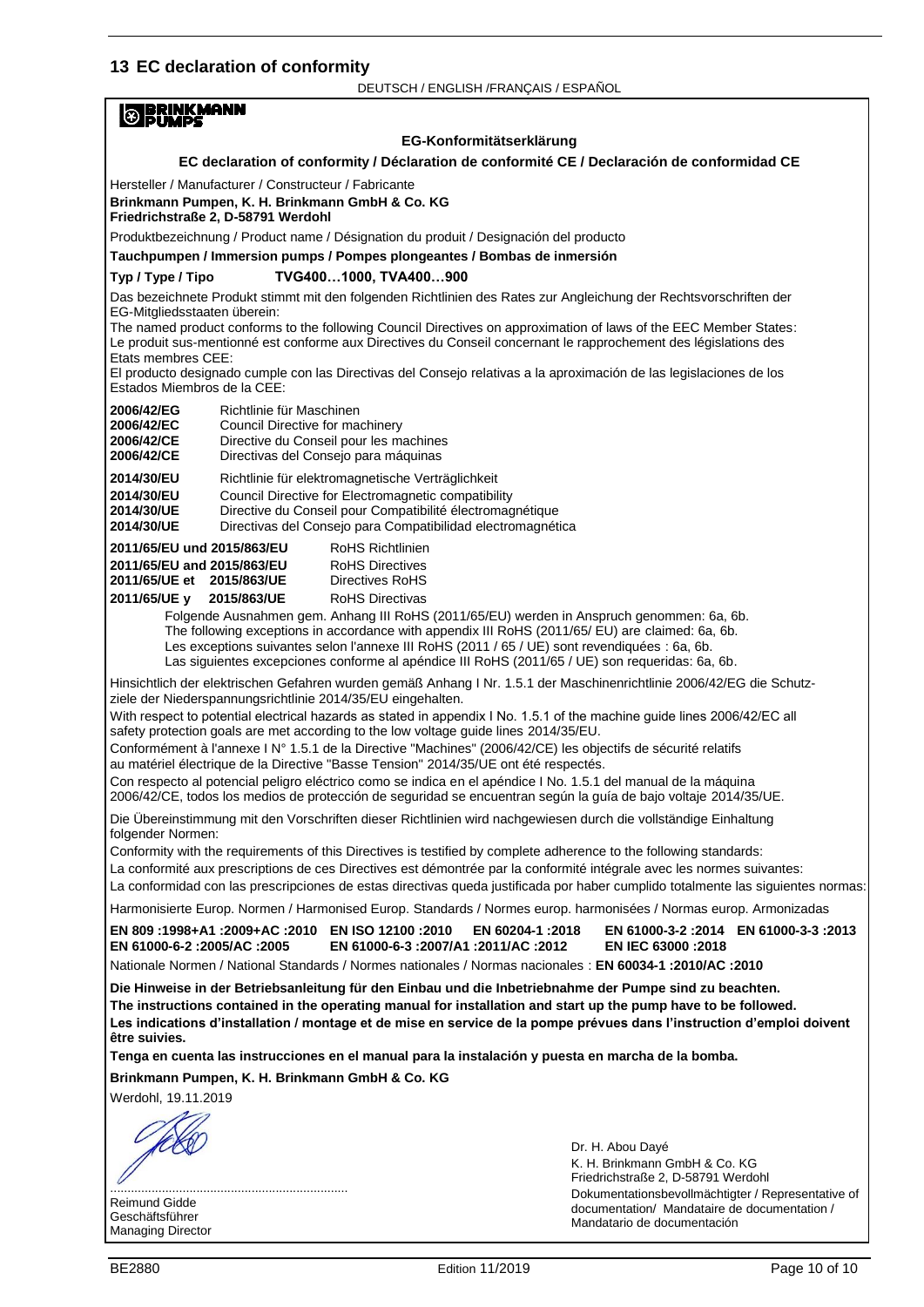## 13 EC declaration of conformity

DEUTSCH / ENGLISH /FRANÇAIS / ESPAÑOL

BRINKMANN PUMPS

**EG-Konformitätserklärung**

**EC declaration of conformity / Déclaration de conformité CE / Declaración de conformidad CE**

Hersteller / Manufacturer / Constructeur / Fabricante
**Brinkmann Pumpen, K. H. Brinkmann GmbH & Co. KG**
**Friedrichstraße 2, D-58791 Werdohl**

Produktbezeichnung / Product name / Désignation du produit / Designación del producto

**Tauchpumpen / Immersion pumps / Pompes plongeantes / Bombas de inmersión**

**Typ / Type / Tipo TVG400…1000, TVA400…900**

Das bezeichnete Produkt stimmt mit den folgenden Richtlinien des Rates zur Angleichung der Rechtsvorschriften der EG-Mitgliedsstaaten überein:
The named product conforms to the following Council Directives on approximation of laws of the EEC Member States:
Le produit sus-mentionné est conforme aux Directives du Conseil concernant le rapprochement des législations des Etats membres CEE:
El producto designado cumple con las Directivas del Consejo relativas a la aproximación de las legislaciones de los Estados Miembros de la CEE:

**2006/42/EG** Richtlinie für Maschinen
**2006/42/EC** Council Directive for machinery
**2006/42/CE** Directive du Conseil pour les machines
**2006/42/CE** Directivas del Consejo para máquinas

**2014/30/EU** Richtlinie für elektromagnetische Verträglichkeit
**2014/30/EU** Council Directive for Electromagnetic compatibility
**2014/30/UE** Directive du Conseil pour Compatibilité électromagnétique
**2014/30/UE** Directivas del Consejo para Compatibilidad electromagnética

**2011/65/EU und 2015/863/EU** RoHS Richtlinien
**2011/65/EU and 2015/863/EU** RoHS Directives
**2011/65/UE et 2015/863/UE** Directives RoHS
**2011/65/UE y 2015/863/UE** RoHS Directivas

Folgende Ausnahmen gem. Anhang III RoHS (2011/65/EU) werden in Anspruch genommen: 6a, 6b.
The following exceptions in accordance with appendix III RoHS (2011/65/ EU) are claimed: 6a, 6b.
Les exceptions suivantes selon l'annexe III RoHS (2011 / 65 / UE) sont revendiquées : 6a, 6b.
Las siguientes excepciones conforme al apéndice III RoHS (2011/65 / UE) son requeridas: 6a, 6b.

Hinsichtlich der elektrischen Gefahren wurden gemäß Anhang I Nr. 1.5.1 der Maschinenrichtlinie 2006/42/EG die Schutzziele der Niederspannungsrichtlinie 2014/35/EU eingehalten.
With respect to potential electrical hazards as stated in appendix I No. 1.5.1 of the machine guide lines 2006/42/EC all safety protection goals are met according to the low voltage guide lines 2014/35/EU.
Conformément à l'annexe I N° 1.5.1 de la Directive "Machines" (2006/42/CE) les objectifs de sécurité relatifs au matériel électrique de la Directive "Basse Tension" 2014/35/UE ont été respectés.
Con respecto al potencial peligro eléctrico como se indica en el apéndice I No. 1.5.1 del manual de la máquina 2006/42/CE, todos los medios de protección de seguridad se encuentran según la guía de bajo voltaje 2014/35/UE.

Die Übereinstimmung mit den Vorschriften dieser Richtlinien wird nachgewiesen durch die vollständige Einhaltung folgender Normen:
Conformity with the requirements of this Directives is testified by complete adherence to the following standards:
La conformité aux prescriptions de ces Directives est démontrée par la conformité intégrale avec les normes suivantes:
La conformidad con las prescripciones de estas directivas queda justificada por haber cumplido totalmente las siguientes normas:

Harmonisierte Europ. Normen / Harmonised Europ. Standards / Normes europ. harmonisées / Normas europ. Armonizadas

**EN 809 :1998+A1 :2009+AC :2010 EN ISO 12100 :2010 EN 60204-1 :2018 EN 61000-3-2 :2014 EN 61000-3-3 :2013**
**EN 61000-6-2 :2005/AC :2005 EN 61000-6-3 :2007/A1 :2011/AC :2012 EN IEC 63000 :2018**

Nationale Normen / National Standards / Normes nationales / Normas nacionales : **EN 60034-1 :2010/AC :2010**

**Die Hinweise in der Betriebsanleitung für den Einbau und die Inbetriebnahme der Pumpe sind zu beachten.**
**The instructions contained in the operating manual for installation and start up the pump have to be followed.**
**Les indications d'installation / montage et de mise en service de la pompe prévues dans l'instruction d'emploi doivent être suivies.**
**Tenga en cuenta las instrucciones en el manual para la instalación y puesta en marcha de la bomba.**

**Brinkmann Pumpen, K. H. Brinkmann GmbH & Co. KG**

Werdohl, 19.11.2019

.....................................................................
Reimund Gidde
Geschäftsführer
Managing Director

Dr. H. Abou Dayé
K. H. Brinkmann GmbH & Co. KG
Friedrichstraße 2, D-58791 Werdohl
Dokumentationsbevollmächtigter / Representative of documentation/ Mandataire de documentation / Mandatario de documentación